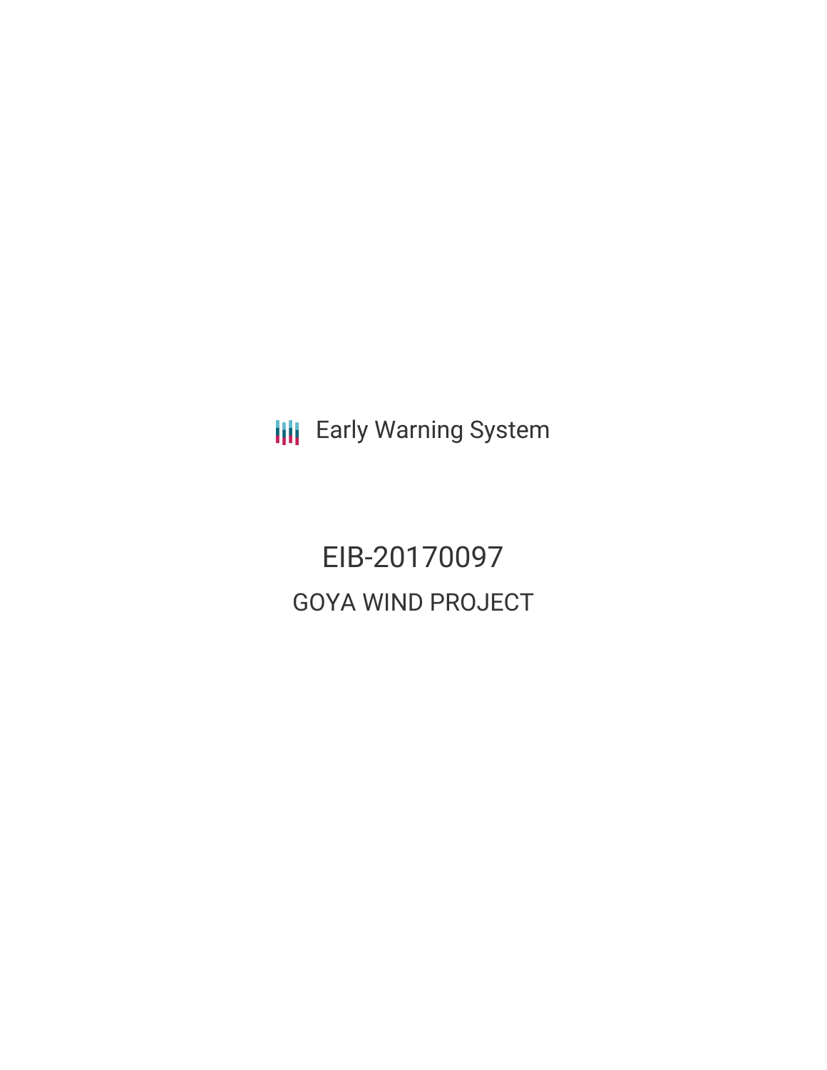Early Warning System

# EIB-20170097

## GOYA WIND PROJECT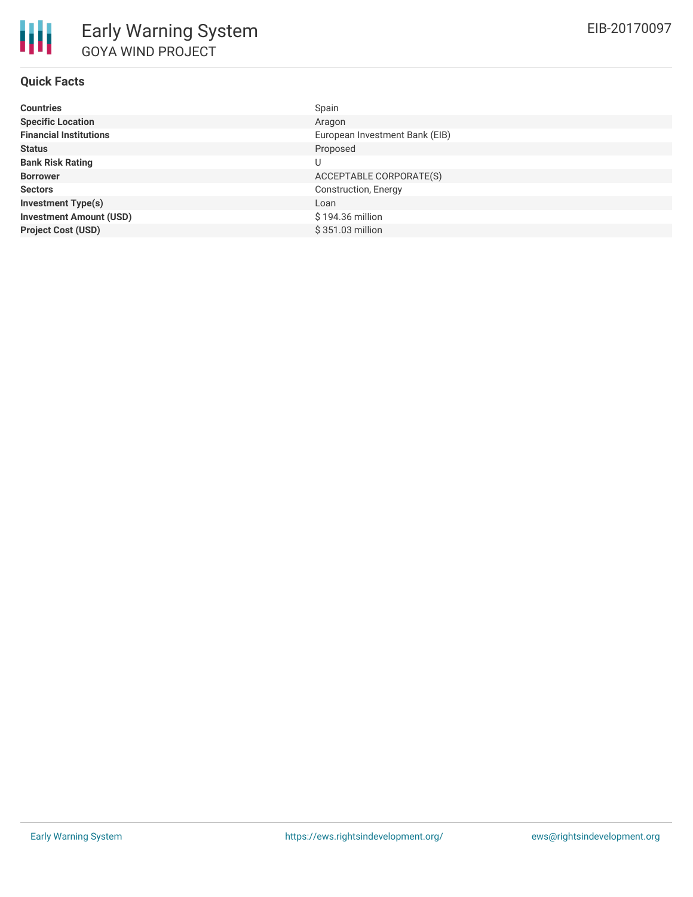## Quick Facts

| | |
|---|---|
| **Countries** | Spain |
| **Specific Location** | Aragon |
| **Financial Institutions** | European Investment Bank (EIB) |
| **Status** | Proposed |
| **Bank Risk Rating** | U |
| **Borrower** | ACCEPTABLE CORPORATE(S) |
| **Sectors** | Construction, Energy |
| **Investment Type(s)** | Loan |
| **Investment Amount (USD)** | $ 194.36 million |
| **Project Cost (USD)** | $ 351.03 million |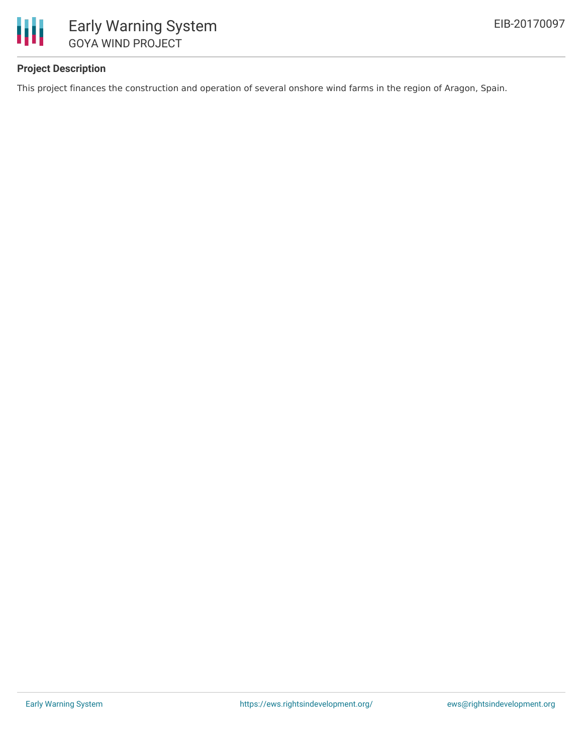**Project Description**

This project finances the construction and operation of several onshore wind farms in the region of Aragon, Spain.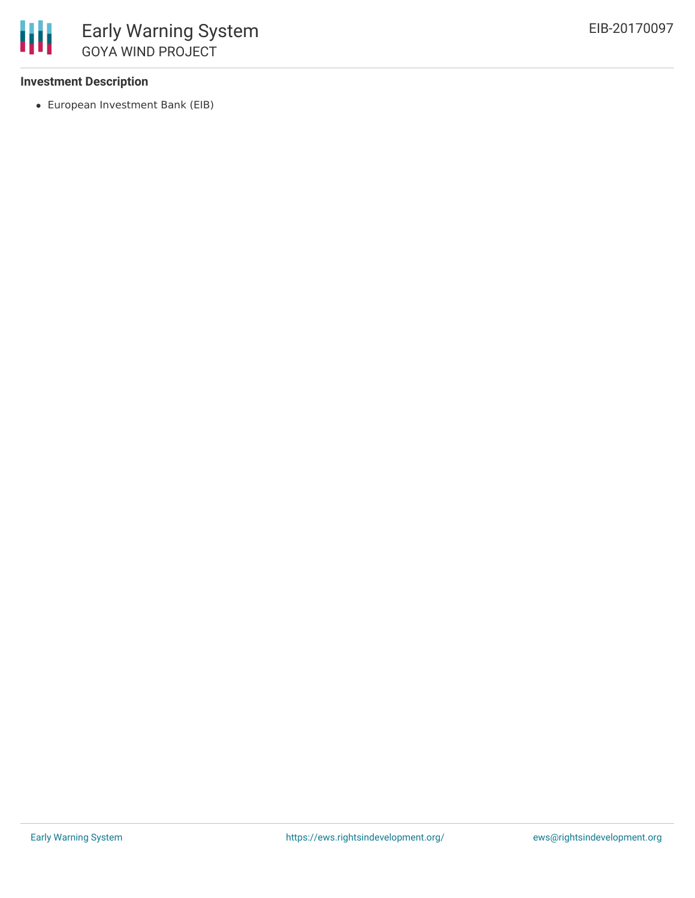**Investment Description**

- European Investment Bank (EIB)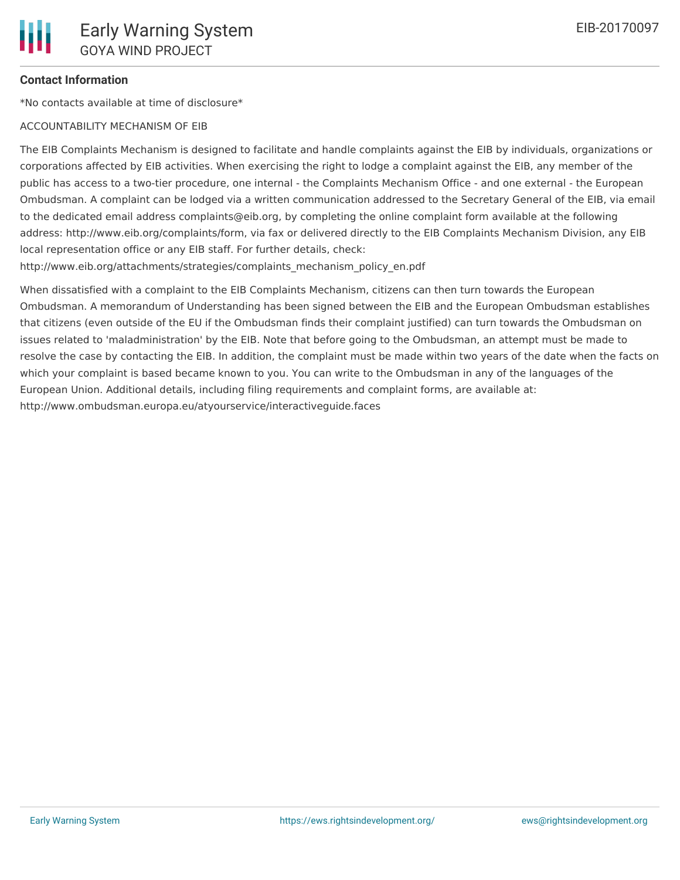**Contact Information**

*No contacts available at time of disclosure*

ACCOUNTABILITY MECHANISM OF EIB

The EIB Complaints Mechanism is designed to facilitate and handle complaints against the EIB by individuals, organizations or corporations affected by EIB activities. When exercising the right to lodge a complaint against the EIB, any member of the public has access to a two-tier procedure, one internal - the Complaints Mechanism Office - and one external - the European Ombudsman. A complaint can be lodged via a written communication addressed to the Secretary General of the EIB, via email to the dedicated email address complaints@eib.org, by completing the online complaint form available at the following address: http://www.eib.org/complaints/form, via fax or delivered directly to the EIB Complaints Mechanism Division, any EIB local representation office or any EIB staff. For further details, check: http://www.eib.org/attachments/strategies/complaints_mechanism_policy_en.pdf

When dissatisfied with a complaint to the EIB Complaints Mechanism, citizens can then turn towards the European Ombudsman. A memorandum of Understanding has been signed between the EIB and the European Ombudsman establishes that citizens (even outside of the EU if the Ombudsman finds their complaint justified) can turn towards the Ombudsman on issues related to 'maladministration' by the EIB. Note that before going to the Ombudsman, an attempt must be made to resolve the case by contacting the EIB. In addition, the complaint must be made within two years of the date when the facts on which your complaint is based became known to you. You can write to the Ombudsman in any of the languages of the European Union. Additional details, including filing requirements and complaint forms, are available at: http://www.ombudsman.europa.eu/atyourservice/interactiveguide.faces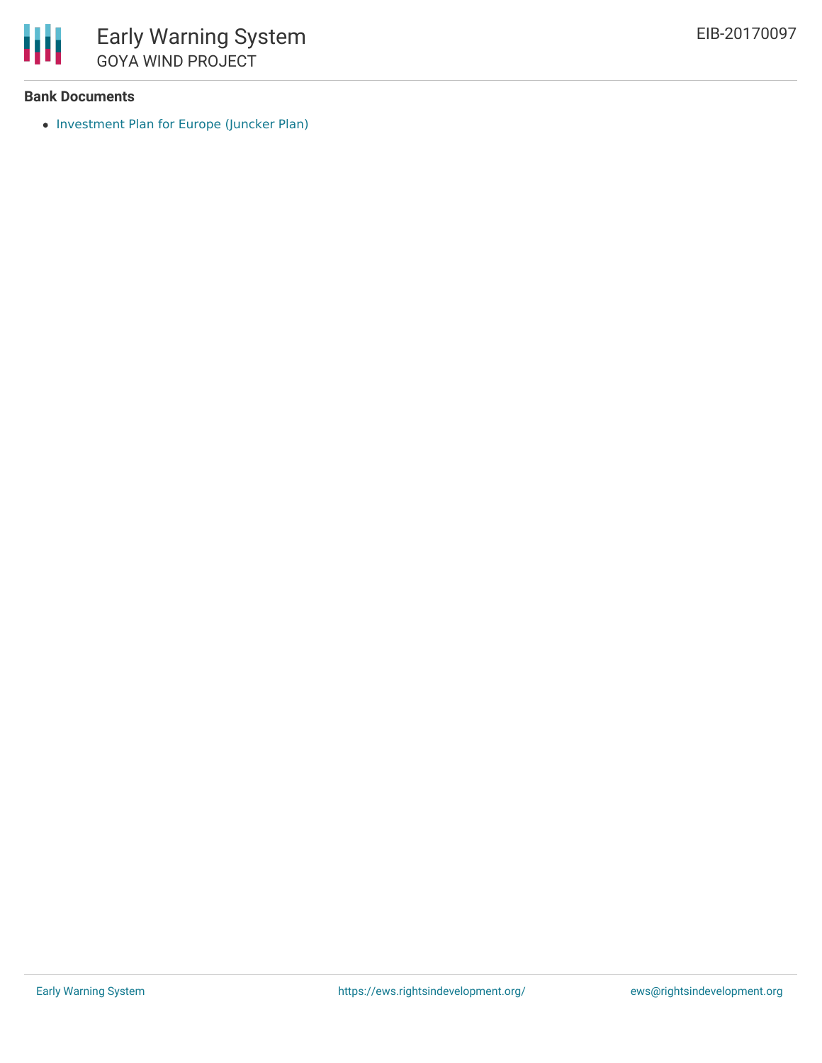**Bank Documents**

- Investment Plan for Europe (Juncker Plan)